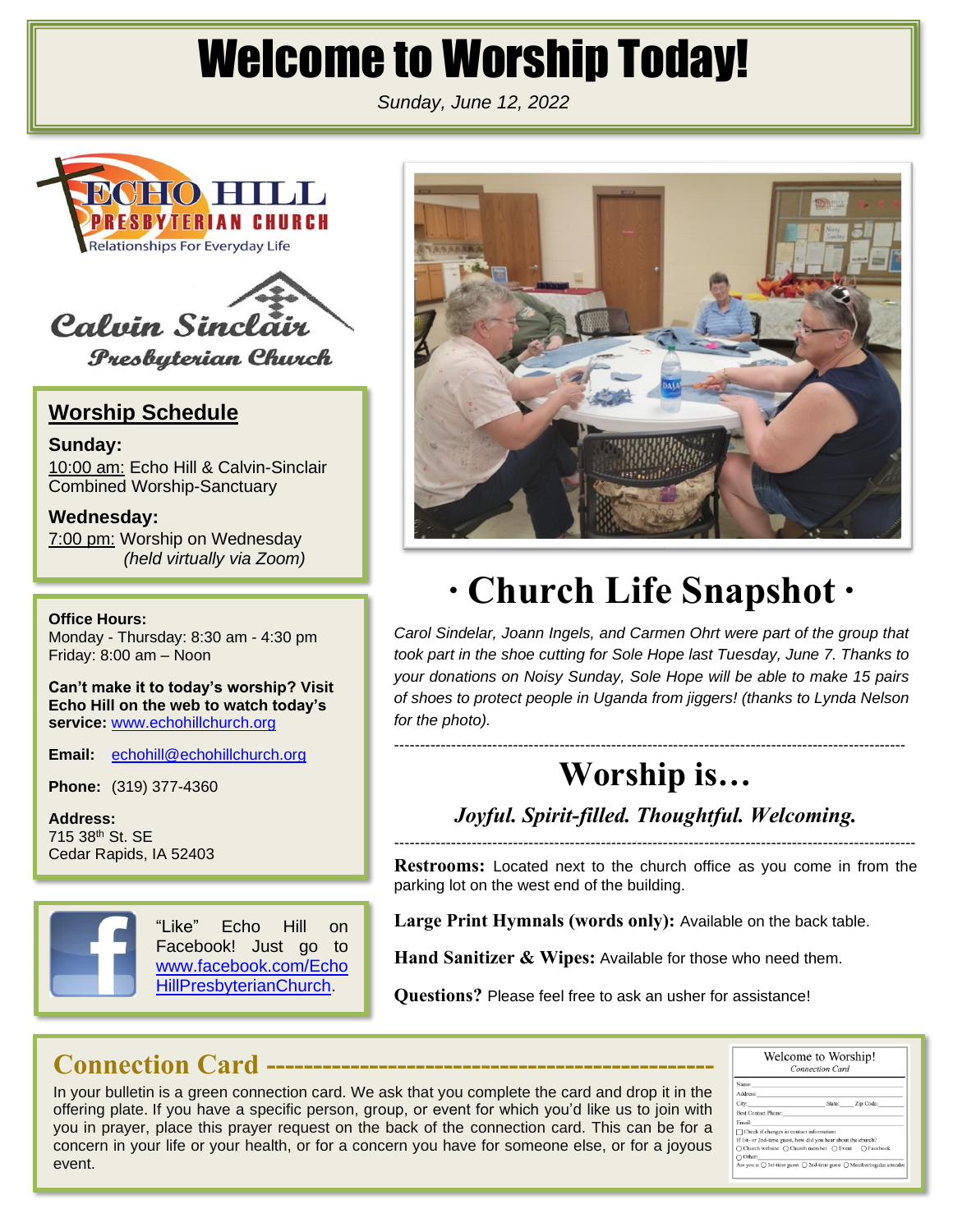# Welcome to Worship Today!

*Sunday, June 12, 2022*

ECHO HILL PRESBYTERIAN CHURCH
Relationships For Everyday Life

Calvin Sinclair Presbyterian Church

## Worship Schedule

**Sunday:**
10:00 am: Echo Hill & Calvin-Sinclair Combined Worship-Sanctuary

**Wednesday:**
7:00 pm: Worship on Wednesday *(held virtually via Zoom)*

**Office Hours:**
Monday - Thursday: 8:30 am - 4:30 pm
Friday: 8:00 am – Noon

**Can't make it to today's worship? Visit Echo Hill on the web to watch today's service:** www.echohillchurch.org

**Email:** echohill@echohillchurch.org

**Phone:** (319) 377-4360

**Address:**
715 38th St. SE
Cedar Rapids, IA 52403

"Like" Echo Hill on Facebook! Just go to www.facebook.com/EchoHillPresbyterianChurch.

## · Church Life Snapshot ·

*Carol Sindelar, Joann Ingels, and Carmen Ohrt were part of the group that took part in the shoe cutting for Sole Hope last Tuesday, June 7. Thanks to your donations on Noisy Sunday, Sole Hope will be able to make 15 pairs of shoes to protect people in Uganda from jiggers! (thanks to Lynda Nelson for the photo).*

---

## Worship is…

***Joyful. Spirit-filled. Thoughtful. Welcoming.***

---

**Restrooms:** Located next to the church office as you come in from the parking lot on the west end of the building.

**Large Print Hymnals (words only):** Available on the back table.

**Hand Sanitizer & Wipes:** Available for those who need them.

**Questions?** Please feel free to ask an usher for assistance!

## Connection Card

In your bulletin is a green connection card. We ask that you complete the card and drop it in the offering plate. If you have a specific person, group, or event for which you'd like us to join with you in prayer, place this prayer request on the back of the connection card. This can be for a concern in your life or your health, or for a concern you have for someone else, or for a joyous event.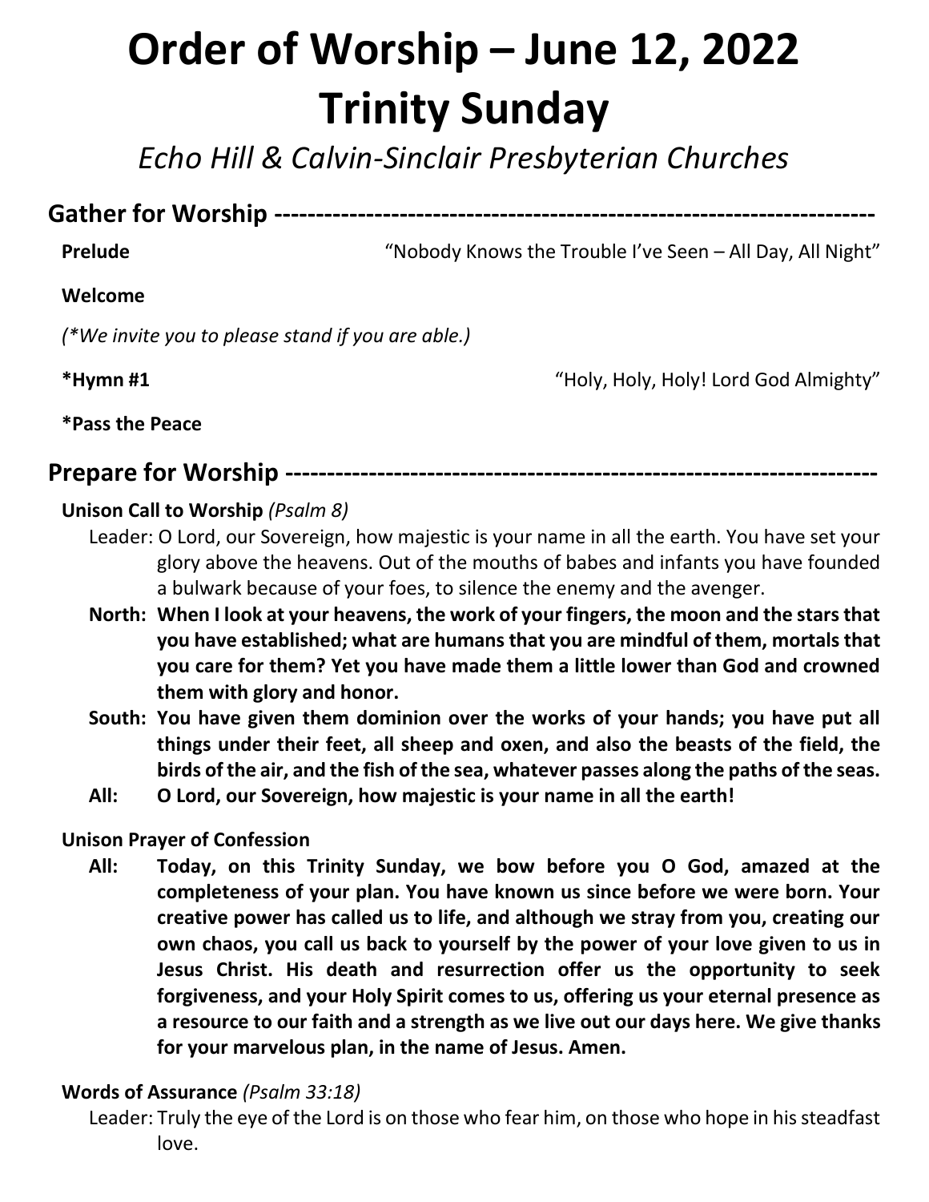# Order of Worship – June 12, 2022
# Trinity Sunday

*Echo Hill & Calvin-Sinclair Presbyterian Churches*

## Gather for Worship ----------------------------------------------------------------------

**Prelude** "Nobody Knows the Trouble I've Seen – All Day, All Night"

**Welcome**

*(*We invite you to please stand if you are able.)*

***Hymn #1** "Holy, Holy, Holy! Lord God Almighty"

***Pass the Peace**

## Prepare for Worship ----------------------------------------------------------------------

**Unison Call to Worship** *(Psalm 8)*

Leader: O Lord, our Sovereign, how majestic is your name in all the earth. You have set your glory above the heavens. Out of the mouths of babes and infants you have founded a bulwark because of your foes, to silence the enemy and the avenger.

**North: When I look at your heavens, the work of your fingers, the moon and the stars that you have established; what are humans that you are mindful of them, mortals that you care for them? Yet you have made them a little lower than God and crowned them with glory and honor.**

**South: You have given them dominion over the works of your hands; you have put all things under their feet, all sheep and oxen, and also the beasts of the field, the birds of the air, and the fish of the sea, whatever passes along the paths of the seas.**

**All: O Lord, our Sovereign, how majestic is your name in all the earth!**

**Unison Prayer of Confession**

**All: Today, on this Trinity Sunday, we bow before you O God, amazed at the completeness of your plan. You have known us since before we were born. Your creative power has called us to life, and although we stray from you, creating our own chaos, you call us back to yourself by the power of your love given to us in Jesus Christ. His death and resurrection offer us the opportunity to seek forgiveness, and your Holy Spirit comes to us, offering us your eternal presence as a resource to our faith and a strength as we live out our days here. We give thanks for your marvelous plan, in the name of Jesus. Amen.**

**Words of Assurance** *(Psalm 33:18)*

Leader: Truly the eye of the Lord is on those who fear him, on those who hope in his steadfast love.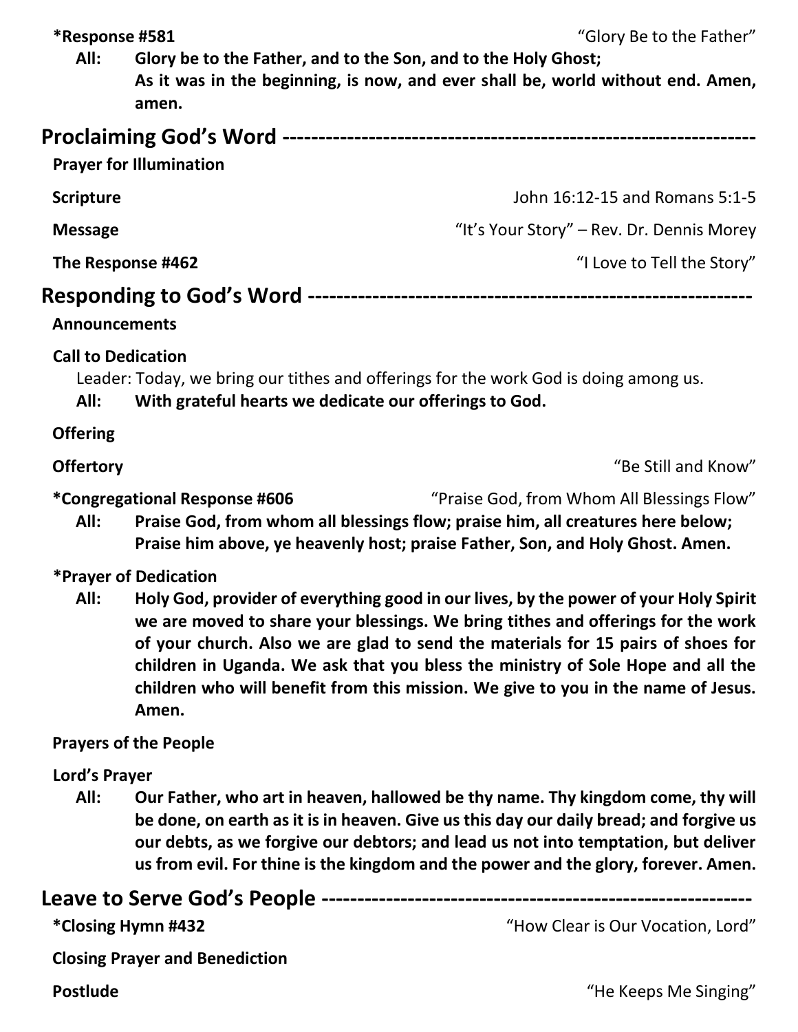**\*Response #581** "Glory Be to the Father"

**All:** **Glory be to the Father, and to the Son, and to the Holy Ghost; As it was in the beginning, is now, and ever shall be, world without end. Amen, amen.**

## Proclaiming God's Word ------------------------------------------------------------------

**Prayer for Illumination**

**Scripture** John 16:12-15 and Romans 5:1-5

**Message** "It's Your Story" – Rev. Dr. Dennis Morey

**The Response #462** "I Love to Tell the Story"

## Responding to God's Word --------------------------------------------------------------

**Announcements**

**Call to Dedication**

Leader: Today, we bring our tithes and offerings for the work God is doing among us.

**All:** **With grateful hearts we dedicate our offerings to God.**

**Offering**

**Offertory** "Be Still and Know"

**\*Congregational Response #606** "Praise God, from Whom All Blessings Flow"

**All:** **Praise God, from whom all blessings flow; praise him, all creatures here below; Praise him above, ye heavenly host; praise Father, Son, and Holy Ghost. Amen.**

**\*Prayer of Dedication**

**All:** **Holy God, provider of everything good in our lives, by the power of your Holy Spirit we are moved to share your blessings. We bring tithes and offerings for the work of your church. Also we are glad to send the materials for 15 pairs of shoes for children in Uganda. We ask that you bless the ministry of Sole Hope and all the children who will benefit from this mission. We give to you in the name of Jesus. Amen.**

**Prayers of the People**

**Lord's Prayer**

**All:** **Our Father, who art in heaven, hallowed be thy name. Thy kingdom come, thy will be done, on earth as it is in heaven. Give us this day our daily bread; and forgive us our debts, as we forgive our debtors; and lead us not into temptation, but deliver us from evil. For thine is the kingdom and the power and the glory, forever. Amen.**

## Leave to Serve God's People -------------------------------------------------------------

**\*Closing Hymn #432** "How Clear is Our Vocation, Lord"

**Closing Prayer and Benediction**

**Postlude** "He Keeps Me Singing"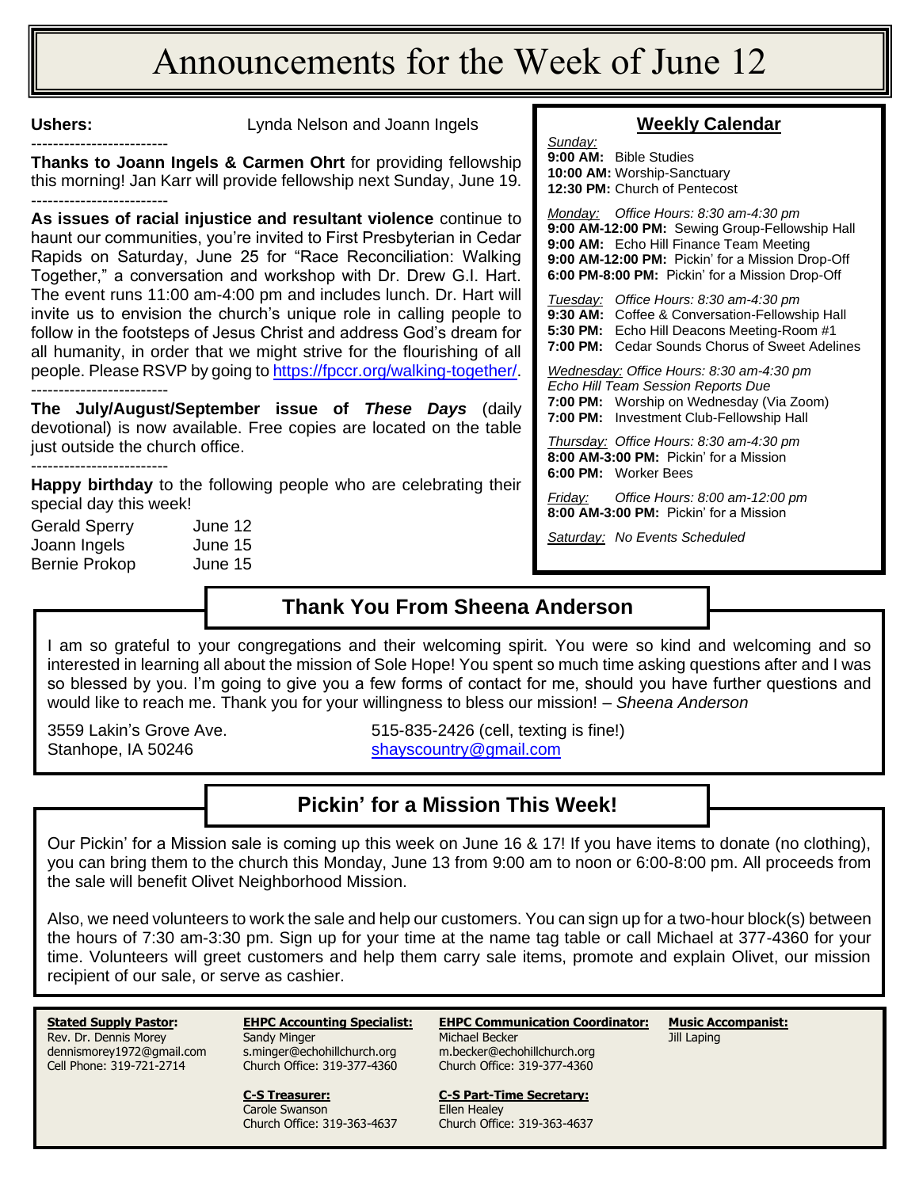# Announcements for the Week of June 12

**Ushers:** Lynda Nelson and Joann Ingels

-------------------------

**Thanks to Joann Ingels & Carmen Ohrt** for providing fellowship this morning! Jan Karr will provide fellowship next Sunday, June 19.

-------------------------

**As issues of racial injustice and resultant violence** continue to haunt our communities, you're invited to First Presbyterian in Cedar Rapids on Saturday, June 25 for "Race Reconciliation: Walking Together," a conversation and workshop with Dr. Drew G.I. Hart. The event runs 11:00 am-4:00 pm and includes lunch. Dr. Hart will invite us to envision the church's unique role in calling people to follow in the footsteps of Jesus Christ and address God's dream for all humanity, in order that we might strive for the flourishing of all people. Please RSVP by going to https://fpccr.org/walking-together/.

-------------------------

**The July/August/September issue of *These Days*** (daily devotional) is now available. Free copies are located on the table just outside the church office.

-------------------------

**Happy birthday** to the following people who are celebrating their special day this week!

| | |
|---|---|
| Gerald Sperry | June 12 |
| Joann Ingels | June 15 |
| Bernie Prokop | June 15 |

## Weekly Calendar

*Sunday:*
**9:00 AM:** Bible Studies
**10:00 AM:** Worship-Sanctuary
**12:30 PM:** Church of Pentecost

*Monday:* *Office Hours: 8:30 am-4:30 pm*
**9:00 AM-12:00 PM:** Sewing Group-Fellowship Hall
**9:00 AM:** Echo Hill Finance Team Meeting
**9:00 AM-12:00 PM:** Pickin' for a Mission Drop-Off
**6:00 PM-8:00 PM:** Pickin' for a Mission Drop-Off

*Tuesday:* *Office Hours: 8:30 am-4:30 pm*
**9:30 AM:** Coffee & Conversation-Fellowship Hall
**5:30 PM:** Echo Hill Deacons Meeting-Room #1
**7:00 PM:** Cedar Sounds Chorus of Sweet Adelines

*Wednesday:* *Office Hours: 8:30 am-4:30 pm*
*Echo Hill Team Session Reports Due*
**7:00 PM:** Worship on Wednesday (Via Zoom)
**7:00 PM:** Investment Club-Fellowship Hall

*Thursday:* *Office Hours: 8:30 am-4:30 pm*
**8:00 AM-3:00 PM:** Pickin' for a Mission
**6:00 PM:** Worker Bees

*Friday:* *Office Hours: 8:00 am-12:00 pm*
**8:00 AM-3:00 PM:** Pickin' for a Mission

*Saturday:* *No Events Scheduled*

## Thank You From Sheena Anderson

I am so grateful to your congregations and their welcoming spirit. You were so kind and welcoming and so interested in learning all about the mission of Sole Hope! You spent so much time asking questions after and I was so blessed by you. I'm going to give you a few forms of contact for me, should you have further questions and would like to reach me. Thank you for your willingness to bless our mission! – *Sheena Anderson*

3559 Lakin's Grove Ave.
Stanhope, IA 50246

515-835-2426 (cell, texting is fine!)
shayscountry@gmail.com

## Pickin' for a Mission This Week!

Our Pickin' for a Mission sale is coming up this week on June 16 & 17! If you have items to donate (no clothing), you can bring them to the church this Monday, June 13 from 9:00 am to noon or 6:00-8:00 pm. All proceeds from the sale will benefit Olivet Neighborhood Mission.

Also, we need volunteers to work the sale and help our customers. You can sign up for a two-hour block(s) between the hours of 7:30 am-3:30 pm. Sign up for your time at the name tag table or call Michael at 377-4360 for your time. Volunteers will greet customers and help them carry sale items, promote and explain Olivet, our mission recipient of our sale, or serve as cashier.

**Stated Supply Pastor:**
Rev. Dr. Dennis Morey
dennismorey1972@gmail.com
Cell Phone: 319-721-2714

**EHPC Accounting Specialist:**
Sandy Minger
s.minger@echohillchurch.org
Church Office: 319-377-4360

**C-S Treasurer:**
Carole Swanson
Church Office: 319-363-4637

**EHPC Communication Coordinator:**
Michael Becker
m.becker@echohillchurch.org
Church Office: 319-377-4360

**C-S Part-Time Secretary:**
Ellen Healey
Church Office: 319-363-4637

**Music Accompanist:**
Jill Laping